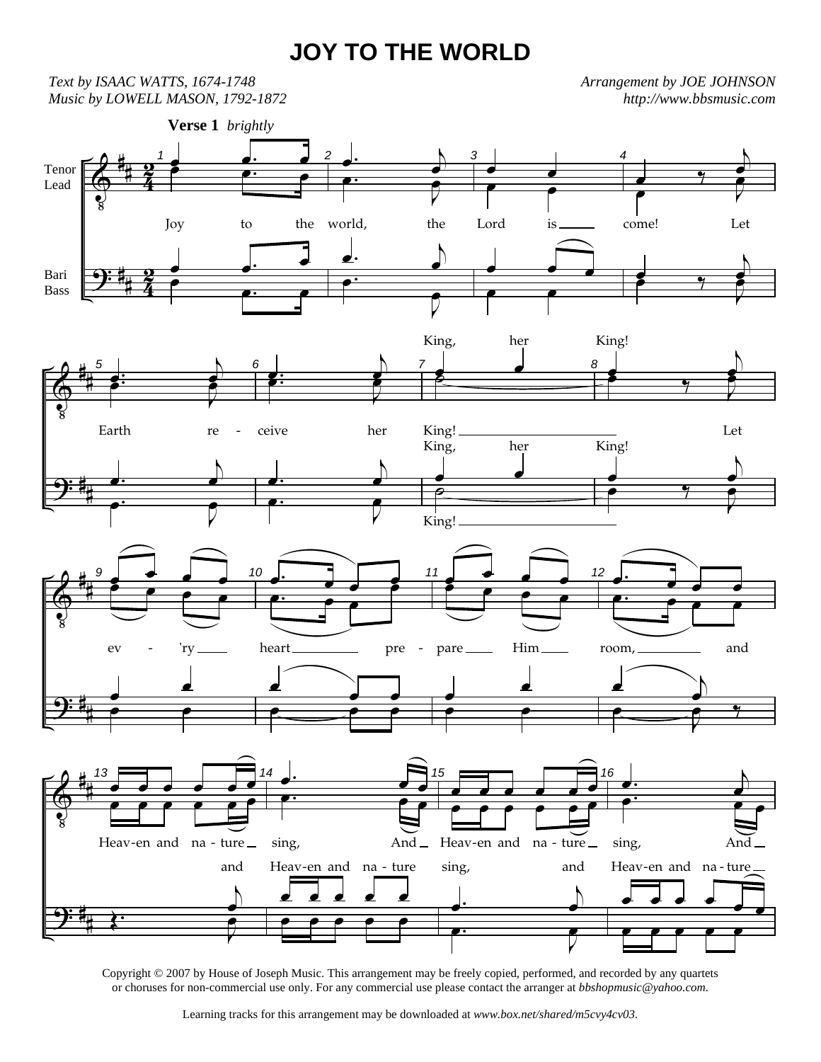# JOY TO THE WORLD

*Text by ISAAC WATTS, 1674-1748*
*Music by LOWELL MASON, 1792-1872*

*Arrangement by JOE JOHNSON*
*http://www.bbsmusic.com*

**Verse 1** *brightly*

Tenor / Lead — Bari / Bass

Joy to the world, the Lord is come! Let Earth re - ceive her King! Let ev - 'ry heart pre - pare Him room, and Heav-en and na - ture sing, And Heav-en and na - ture sing, And

King, her King!

and Heav-en and na - ture sing, and Heav-en and na - ture

Copyright © 2007 by House of Joseph Music. This arrangement may be freely copied, performed, and recorded by any quartets or choruses for non-commercial use only. For any commercial use please contact the arranger at *bbshopmusic@yahoo.com*.

Learning tracks for this arrangement may be downloaded at *www.box.net/shared/m5cvy4cv03*.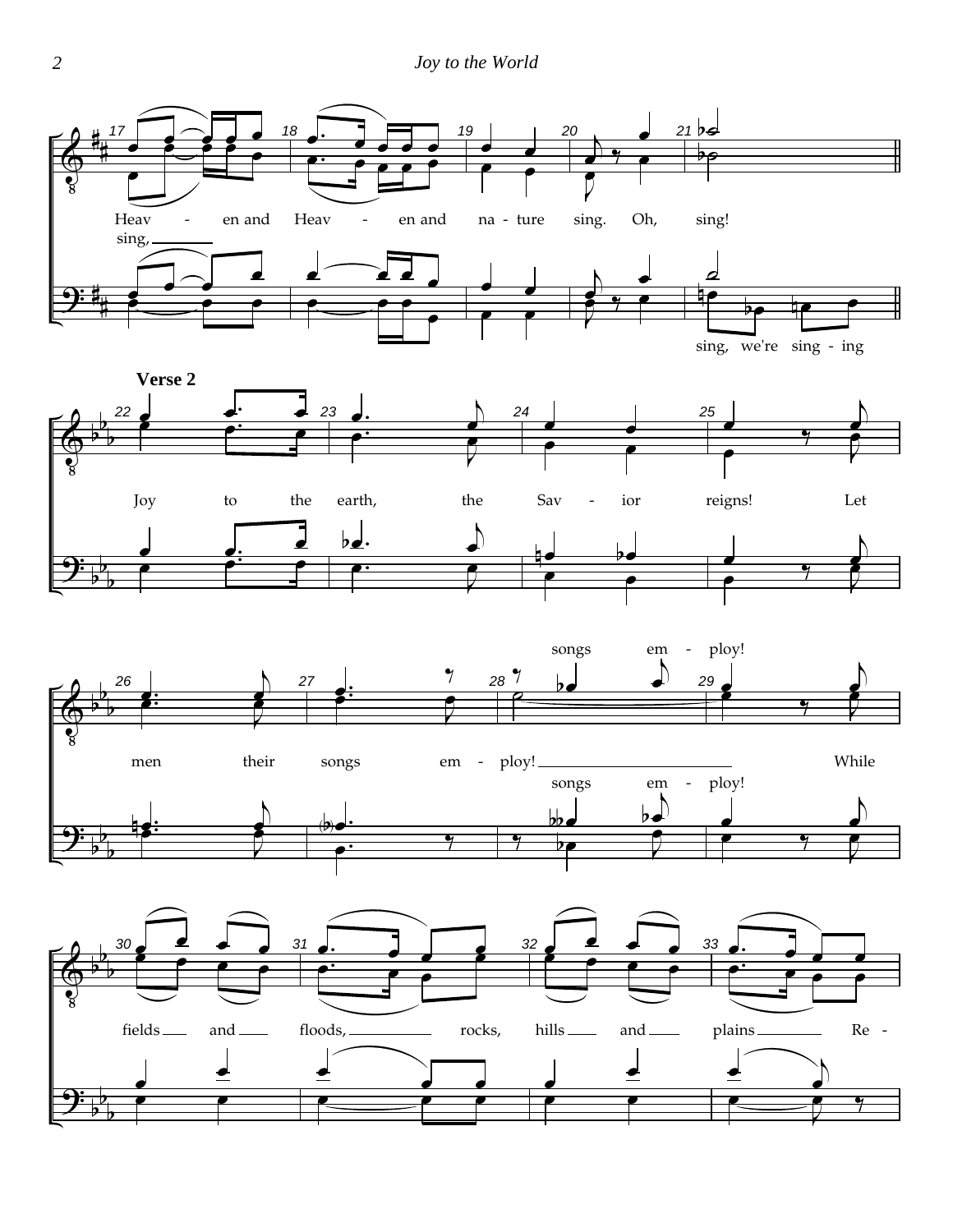**Verse 2**

Heav - en and Heav - en and na - ture sing. Oh, sing!

sing,

sing, we're sing - ing

Joy to the earth, the Sav - ior reigns! Let

men their songs em - ploy! While

songs em - ploy!

fields and floods, rocks, hills and plains Re -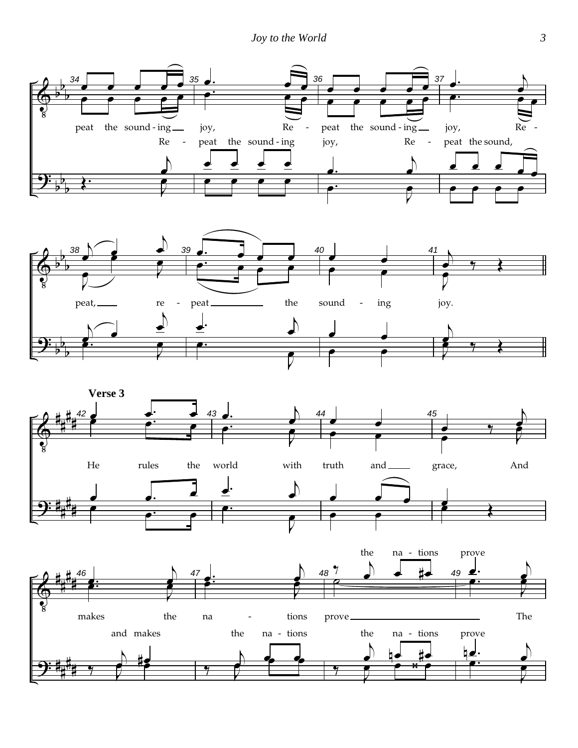### Verse 3

peat the sound-ing joy, Re - peat the sound-ing joy, Re -

Re - peat the sound-ing joy, Re - peat the sound,

peat, re - peat the sound - ing joy.

He rules the world with truth and grace, And

makes the na - tions prove The

and makes the na - tions the na - tions prove

the na - tions prove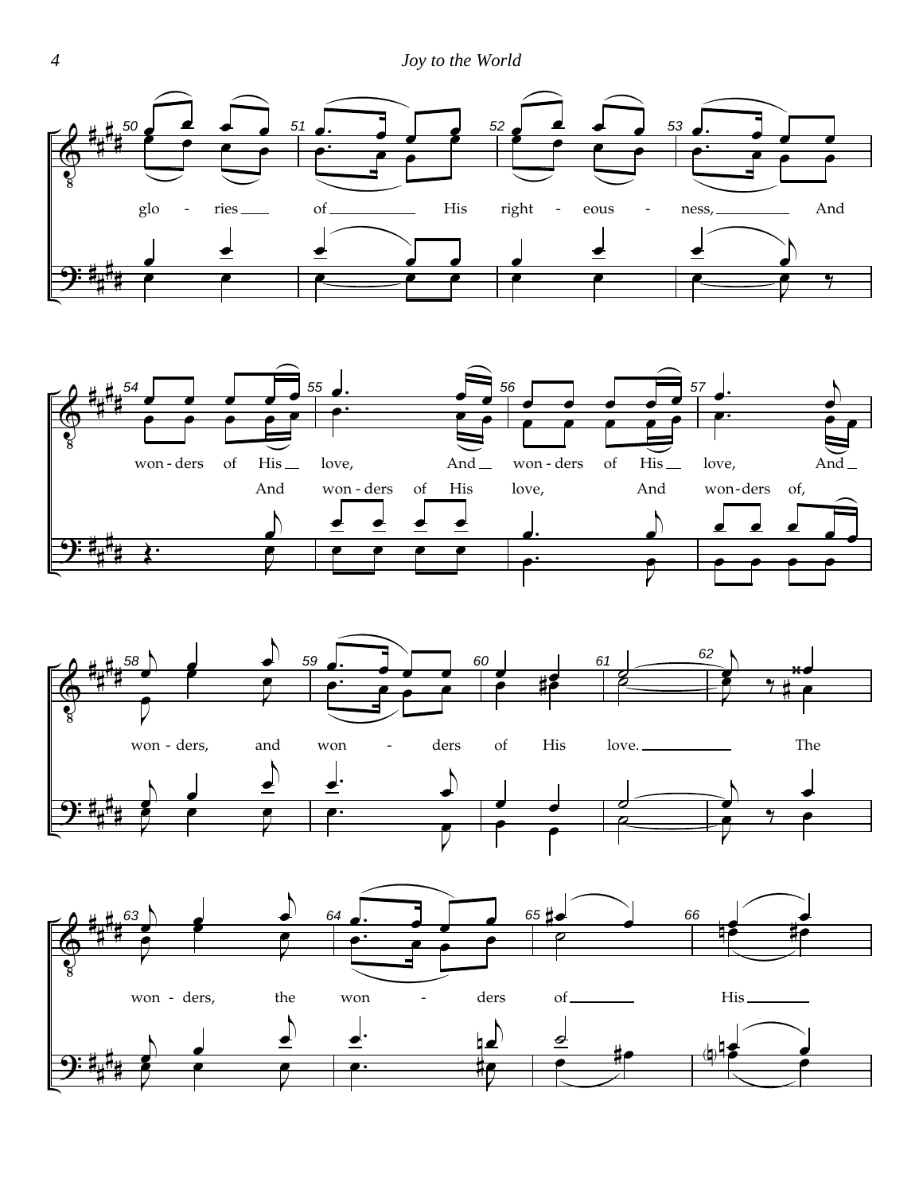glo - ries ___ of ___ His right - eous - ness, ___ And

won - ders of His ___ love, And ___ won - ders of His ___ love, And ___

And won - ders of His love, And won - ders of,

won - ders, and won - ders of His love. ___ The

won - ders, the won - ders of ___ His ___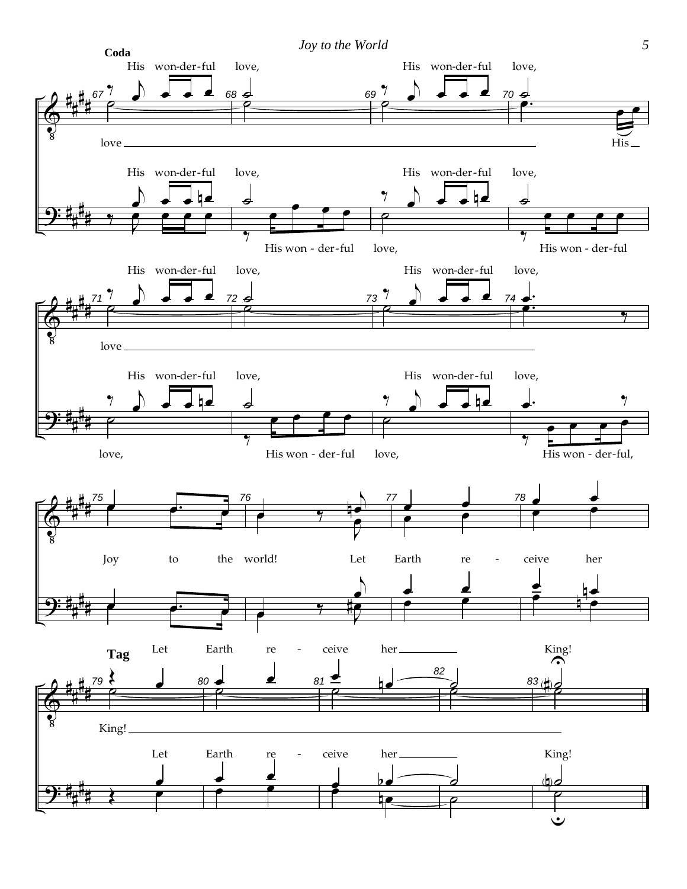**Coda**

His wonder-ful love, His wonder-ful love,

love His

His wonder-ful love, His wonder-ful love,

His won - der-ful love, His won - der-ful

His wonder-ful love, His wonder-ful love,

love

His wonder-ful love, His wonder-ful love,

love, His won - der-ful love, His won - der-ful,

Joy to the world! Let Earth re - ceive her

**Tag**

Let Earth re - ceive her King!

King!

Let Earth re - ceive her King!